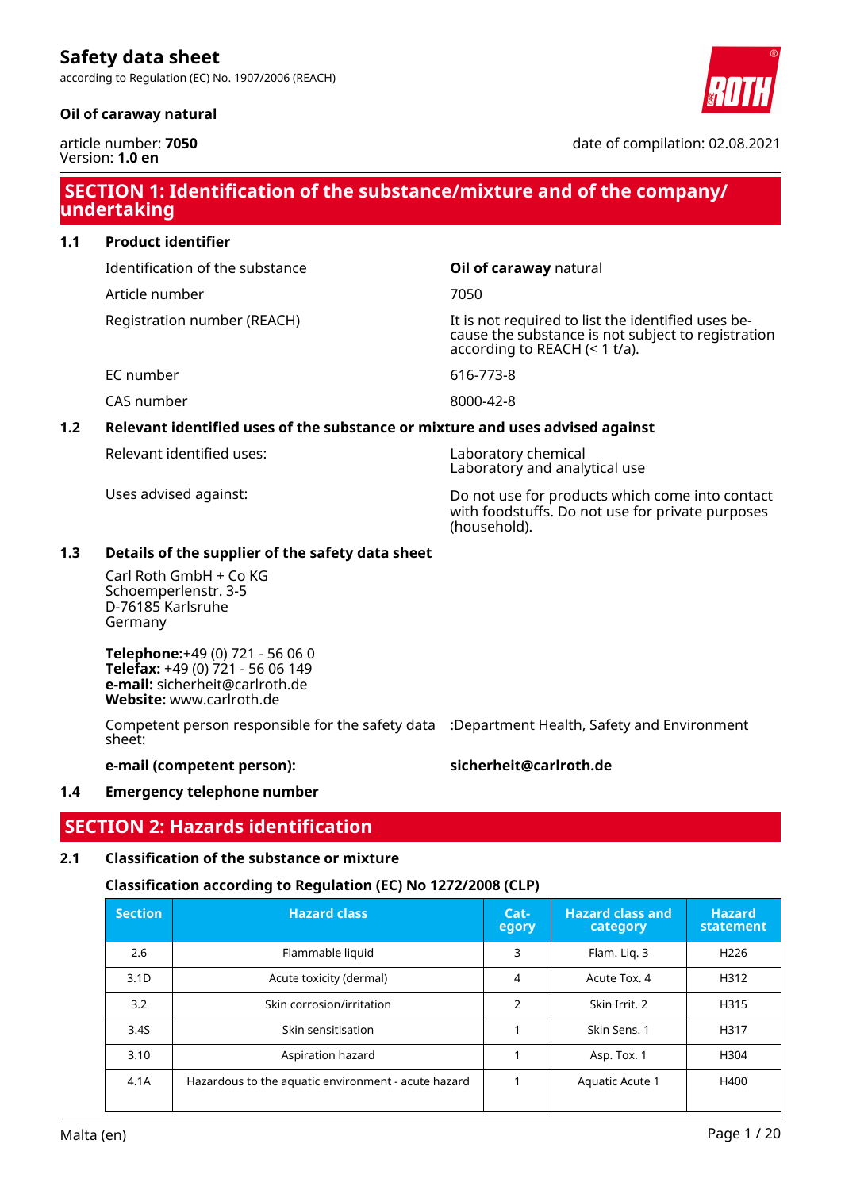# Safety data sheet

according to Regulation (EC) No. 1907/2006 (REACH)

**Oil of caraway natural**

article number: **7050**
Version: **1.0 en**

date of compilation: 02.08.2021

## SECTION 1: Identification of the substance/mixture and of the company/ undertaking

### 1.1 Product identifier

| | |
|---|---|
| Identification of the substance | **Oil of caraway** natural |
| Article number | 7050 |
| Registration number (REACH) | It is not required to list the identified uses because the substance is not subject to registration according to REACH (< 1 t/a). |
| EC number | 616-773-8 |
| CAS number | 8000-42-8 |

### 1.2 Relevant identified uses of the substance or mixture and uses advised against

| | |
|---|---|
| Relevant identified uses: | Laboratory chemical<br>Laboratory and analytical use |
| Uses advised against: | Do not use for products which come into contact with foodstuffs. Do not use for private purposes (household). |

### 1.3 Details of the supplier of the safety data sheet

Carl Roth GmbH + Co KG
Schoemperlenstr. 3-5
D-76185 Karlsruhe
Germany

**Telephone:**+49 (0) 721 - 56 06 0
**Telefax:** +49 (0) 721 - 56 06 149
**e-mail:** sicherheit@carlroth.de
**Website:** www.carlroth.de

Competent person responsible for the safety data sheet: :Department Health, Safety and Environment

**e-mail (competent person):** **sicherheit@carlroth.de**

### 1.4 Emergency telephone number

## SECTION 2: Hazards identification

### 2.1 Classification of the substance or mixture

**Classification according to Regulation (EC) No 1272/2008 (CLP)**

| Section | Hazard class | Category | Hazard class and category | Hazard statement |
|---|---|---|---|---|
| 2.6 | Flammable liquid | 3 | Flam. Liq. 3 | H226 |
| 3.1D | Acute toxicity (dermal) | 4 | Acute Tox. 4 | H312 |
| 3.2 | Skin corrosion/irritation | 2 | Skin Irrit. 2 | H315 |
| 3.4S | Skin sensitisation | 1 | Skin Sens. 1 | H317 |
| 3.10 | Aspiration hazard | 1 | Asp. Tox. 1 | H304 |
| 4.1A | Hazardous to the aquatic environment - acute hazard | 1 | Aquatic Acute 1 | H400 |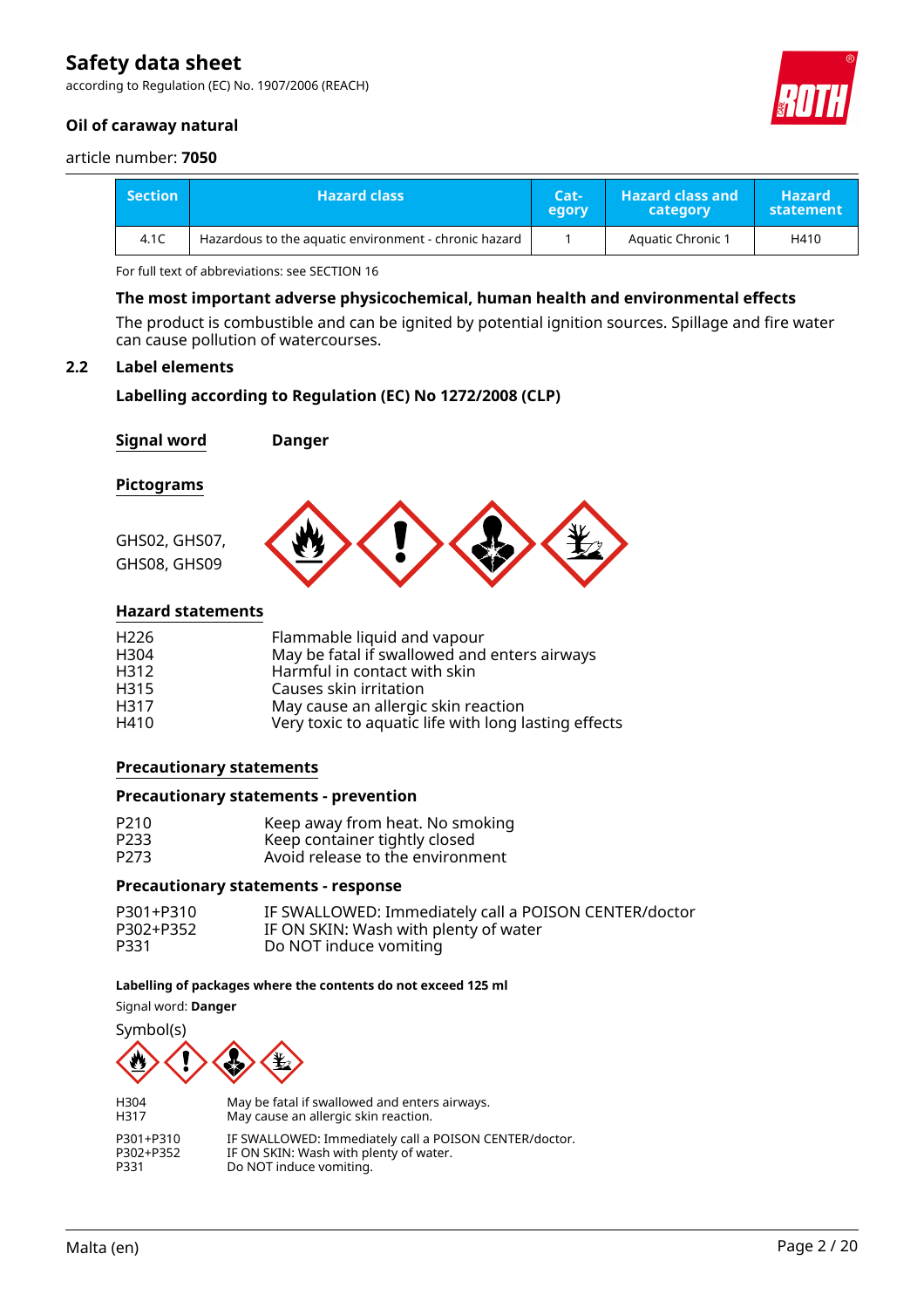| Section | Hazard class | Cat-egory | Hazard class and category | Hazard statement |
|---|---|---|---|---|
| 4.1C | Hazardous to the aquatic environment - chronic hazard | 1 | Aquatic Chronic 1 | H410 |

For full text of abbreviations: see SECTION 16

### The most important adverse physicochemical, human health and environmental effects

The product is combustible and can be ignited by potential ignition sources. Spillage and fire water can cause pollution of watercourses.

## 2.2 Label elements

### Labelling according to Regulation (EC) No 1272/2008 (CLP)

**Signal word** **Danger**

**Pictograms**

GHS02, GHS07, GHS08, GHS09

**Hazard statements**

| | |
|---|---|
| H226 | Flammable liquid and vapour |
| H304 | May be fatal if swallowed and enters airways |
| H312 | Harmful in contact with skin |
| H315 | Causes skin irritation |
| H317 | May cause an allergic skin reaction |
| H410 | Very toxic to aquatic life with long lasting effects |

**Precautionary statements**

**Precautionary statements - prevention**

| | |
|---|---|
| P210 | Keep away from heat. No smoking |
| P233 | Keep container tightly closed |
| P273 | Avoid release to the environment |

**Precautionary statements - response**

| | |
|---|---|
| P301+P310 | IF SWALLOWED: Immediately call a POISON CENTER/doctor |
| P302+P352 | IF ON SKIN: Wash with plenty of water |
| P331 | Do NOT induce vomiting |

**Labelling of packages where the contents do not exceed 125 ml**

Signal word: **Danger**

Symbol(s)

| | |
|---|---|
| H304 | May be fatal if swallowed and enters airways. |
| H317 | May cause an allergic skin reaction. |
| P301+P310 | IF SWALLOWED: Immediately call a POISON CENTER/doctor. |
| P302+P352 | IF ON SKIN: Wash with plenty of water. |
| P331 | Do NOT induce vomiting. |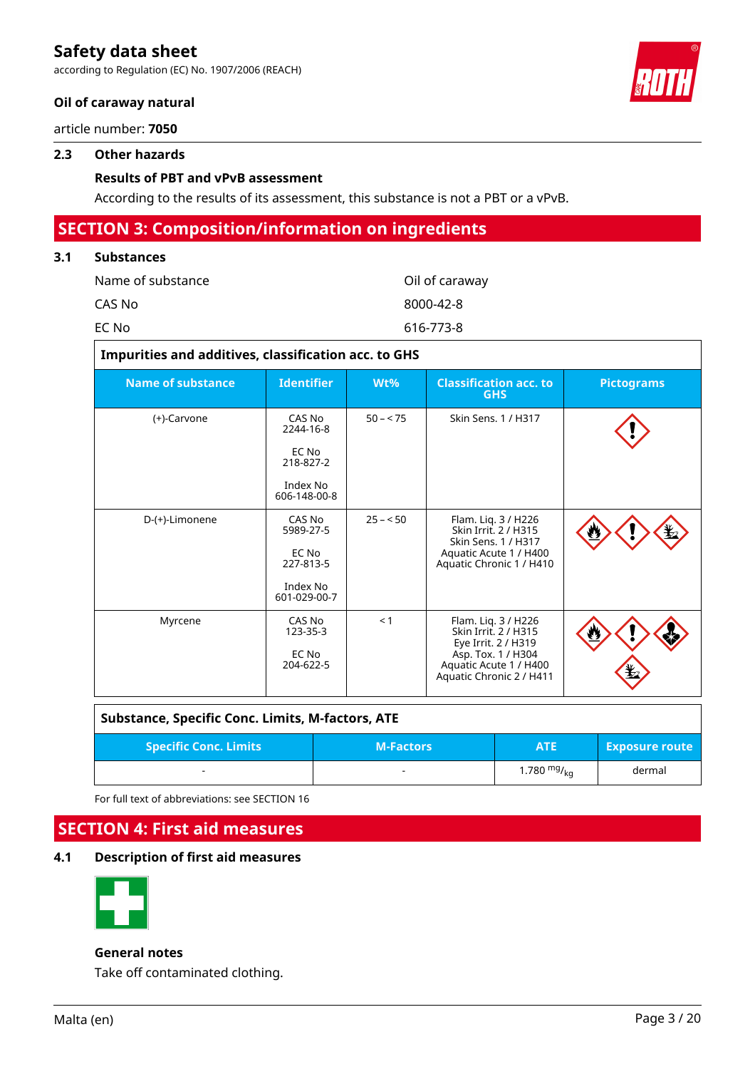### 2.3 Other hazards

**Results of PBT and vPvB assessment**

According to the results of its assessment, this substance is not a PBT or a vPvB.

## SECTION 3: Composition/information on ingredients

### 3.1 Substances

| | |
|---|---|
| Name of substance | Oil of caraway |
| CAS No | 8000-42-8 |
| EC No | 616-773-8 |

**Impurities and additives, classification acc. to GHS**

| Name of substance | Identifier | Wt% | Classification acc. to GHS | Pictograms |
|---|---|---|---|---|
| (+)-Carvone | CAS No 2244-16-8<br>EC No 218-827-2<br>Index No 606-148-00-8 | 50 – < 75 | Skin Sens. 1 / H317 | |
| D-(+)-Limonene | CAS No 5989-27-5<br>EC No 227-813-5<br>Index No 601-029-00-7 | 25 – < 50 | Flam. Liq. 3 / H226<br>Skin Irrit. 2 / H315<br>Skin Sens. 1 / H317<br>Aquatic Acute 1 / H400<br>Aquatic Chronic 1 / H410 | |
| Myrcene | CAS No 123-35-3<br>EC No 204-622-5 | < 1 | Flam. Liq. 3 / H226<br>Skin Irrit. 2 / H315<br>Eye Irrit. 2 / H319<br>Asp. Tox. 1 / H304<br>Aquatic Acute 1 / H400<br>Aquatic Chronic 2 / H411 | |

**Substance, Specific Conc. Limits, M-factors, ATE**

| Specific Conc. Limits | M-Factors | ATE | Exposure route |
|---|---|---|---|
| - | - | 1.780 $^{mg}/_{kg}$ | dermal |

For full text of abbreviations: see SECTION 16

## SECTION 4: First aid measures

### 4.1 Description of first aid measures

**General notes**

Take off contaminated clothing.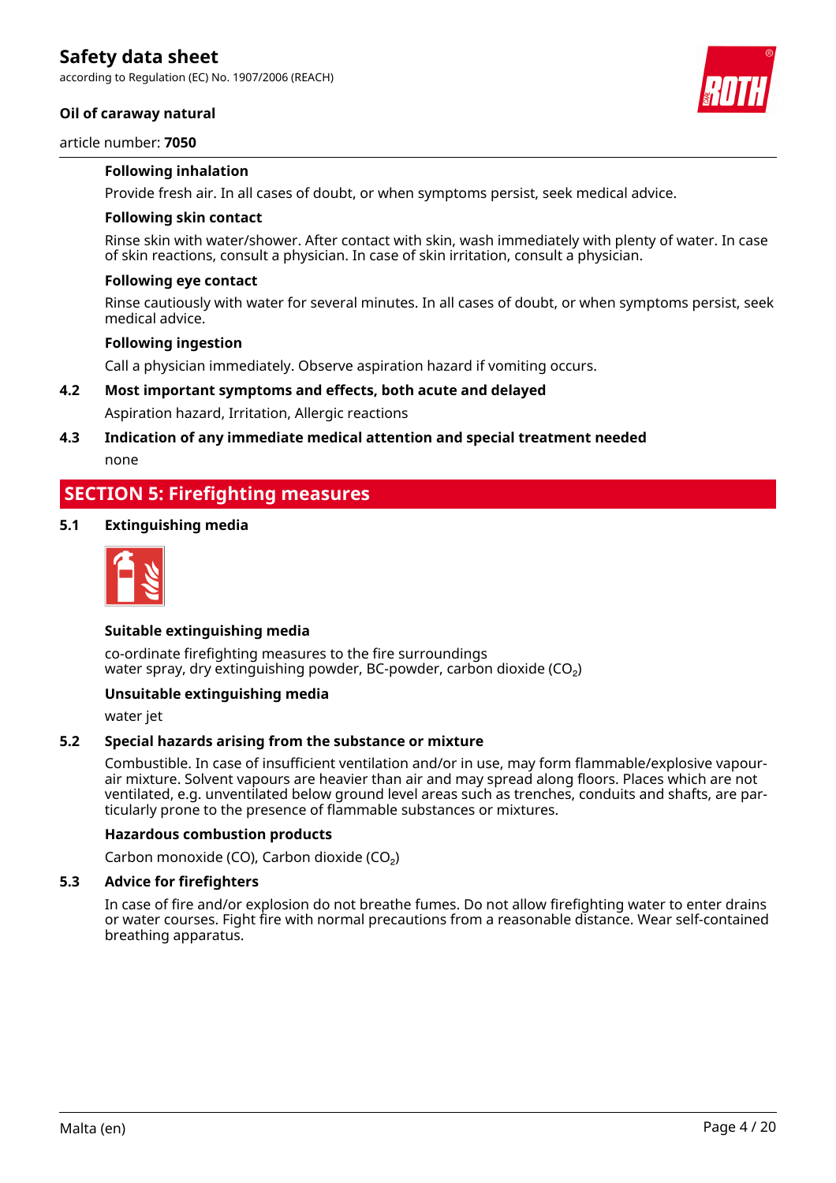#### Following inhalation

Provide fresh air. In all cases of doubt, or when symptoms persist, seek medical advice.

#### Following skin contact

Rinse skin with water/shower. After contact with skin, wash immediately with plenty of water. In case of skin reactions, consult a physician. In case of skin irritation, consult a physician.

#### Following eye contact

Rinse cautiously with water for several minutes. In all cases of doubt, or when symptoms persist, seek medical advice.

#### Following ingestion

Call a physician immediately. Observe aspiration hazard if vomiting occurs.

### 4.2 Most important symptoms and effects, both acute and delayed

Aspiration hazard, Irritation, Allergic reactions

### 4.3 Indication of any immediate medical attention and special treatment needed

none

## SECTION 5: Firefighting measures

### 5.1 Extinguishing media

#### Suitable extinguishing media

co-ordinate firefighting measures to the fire surroundings
water spray, dry extinguishing powder, BC-powder, carbon dioxide ($CO_2$)

#### Unsuitable extinguishing media

water jet

### 5.2 Special hazards arising from the substance or mixture

Combustible. In case of insufficient ventilation and/or in use, may form flammable/explosive vapour-air mixture. Solvent vapours are heavier than air and may spread along floors. Places which are not ventilated, e.g. unventilated below ground level areas such as trenches, conduits and shafts, are particularly prone to the presence of flammable substances or mixtures.

#### Hazardous combustion products

Carbon monoxide (CO), Carbon dioxide ($CO_2$)

### 5.3 Advice for firefighters

In case of fire and/or explosion do not breathe fumes. Do not allow firefighting water to enter drains or water courses. Fight fire with normal precautions from a reasonable distance. Wear self-contained breathing apparatus.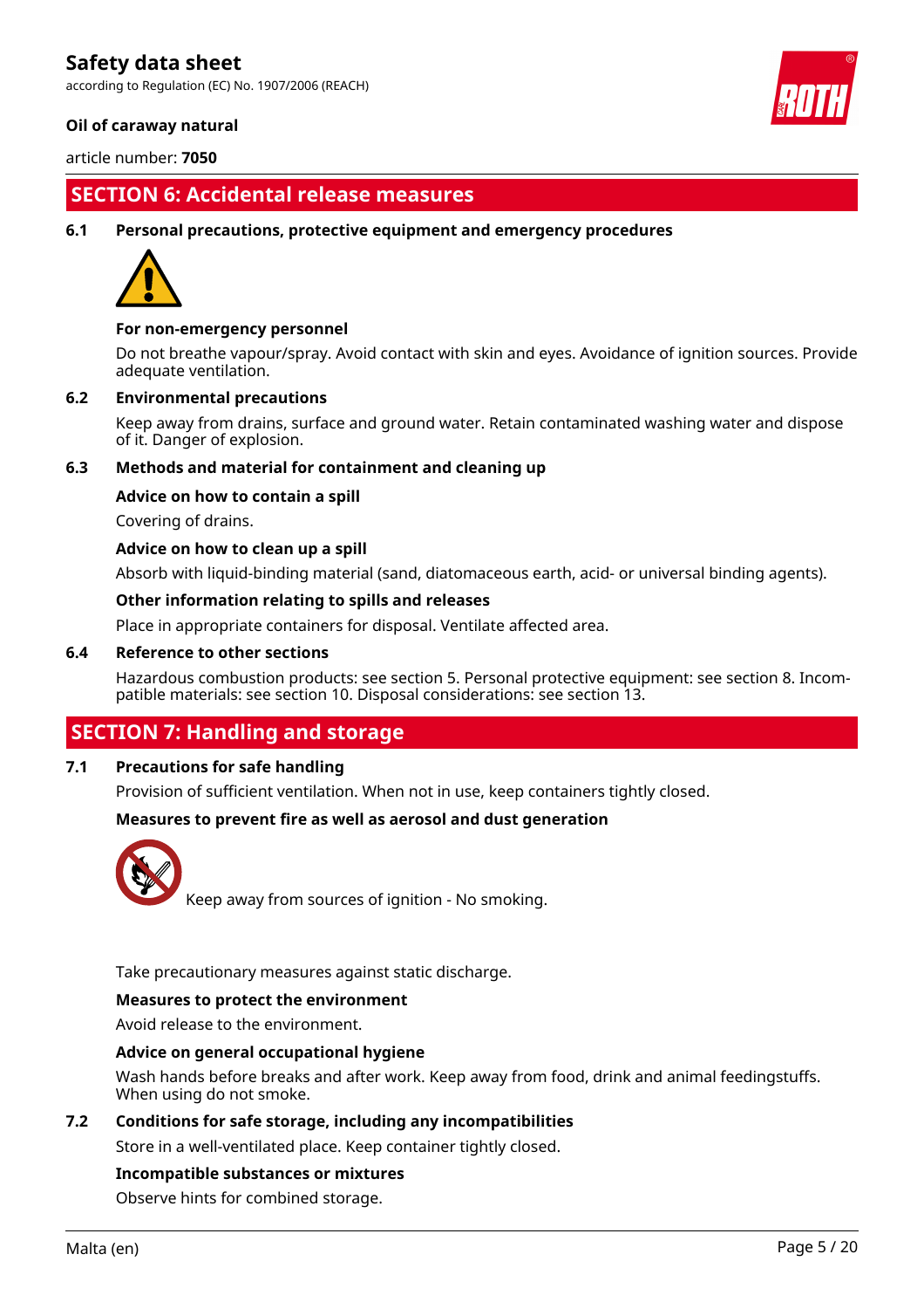## SECTION 6: Accidental release measures

### 6.1 Personal precautions, protective equipment and emergency procedures

**For non-emergency personnel**

Do not breathe vapour/spray. Avoid contact with skin and eyes. Avoidance of ignition sources. Provide adequate ventilation.

### 6.2 Environmental precautions

Keep away from drains, surface and ground water. Retain contaminated washing water and dispose of it. Danger of explosion.

### 6.3 Methods and material for containment and cleaning up

**Advice on how to contain a spill**

Covering of drains.

**Advice on how to clean up a spill**

Absorb with liquid-binding material (sand, diatomaceous earth, acid- or universal binding agents).

**Other information relating to spills and releases**

Place in appropriate containers for disposal. Ventilate affected area.

### 6.4 Reference to other sections

Hazardous combustion products: see section 5. Personal protective equipment: see section 8. Incompatible materials: see section 10. Disposal considerations: see section 13.

## SECTION 7: Handling and storage

### 7.1 Precautions for safe handling

Provision of sufficient ventilation. When not in use, keep containers tightly closed.

**Measures to prevent fire as well as aerosol and dust generation**

Keep away from sources of ignition - No smoking.

Take precautionary measures against static discharge.

**Measures to protect the environment**

Avoid release to the environment.

**Advice on general occupational hygiene**

Wash hands before breaks and after work. Keep away from food, drink and animal feedingstuffs. When using do not smoke.

### 7.2 Conditions for safe storage, including any incompatibilities

Store in a well-ventilated place. Keep container tightly closed.

**Incompatible substances or mixtures**

Observe hints for combined storage.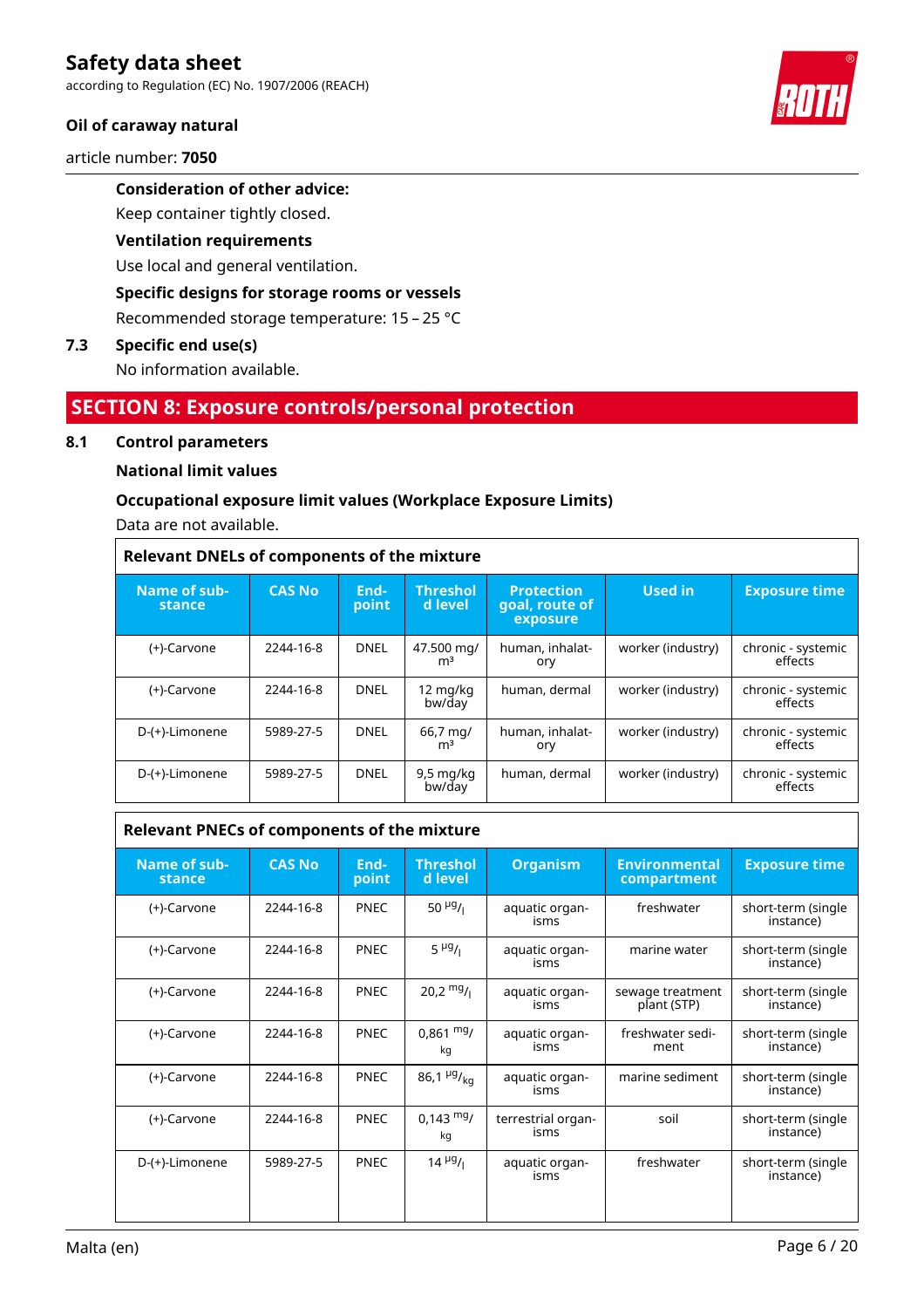**Consideration of other advice:**

Keep container tightly closed.

**Ventilation requirements**

Use local and general ventilation.

**Specific designs for storage rooms or vessels**

Recommended storage temperature: 15 – 25 °C

### 7.3 Specific end use(s)

No information available.

## SECTION 8: Exposure controls/personal protection

### 8.1 Control parameters

**National limit values**

**Occupational exposure limit values (Workplace Exposure Limits)**

Data are not available.

**Relevant DNELs of components of the mixture**

| Name of substance | CAS No | Endpoint | Threshold level | Protection goal, route of exposure | Used in | Exposure time |
|---|---|---|---|---|---|---|
| (+)-Carvone | 2244-16-8 | DNEL | 47.500 mg/m³ | human, inhalatory | worker (industry) | chronic - systemic effects |
| (+)-Carvone | 2244-16-8 | DNEL | 12 mg/kg bw/day | human, dermal | worker (industry) | chronic - systemic effects |
| D-(+)-Limonene | 5989-27-5 | DNEL | 66,7 mg/m³ | human, inhalatory | worker (industry) | chronic - systemic effects |
| D-(+)-Limonene | 5989-27-5 | DNEL | 9,5 mg/kg bw/day | human, dermal | worker (industry) | chronic - systemic effects |

**Relevant PNECs of components of the mixture**

| Name of substance | CAS No | Endpoint | Threshold level | Organism | Environmental compartment | Exposure time |
|---|---|---|---|---|---|---|
| (+)-Carvone | 2244-16-8 | PNEC | 50 µg/l | aquatic organisms | freshwater | short-term (single instance) |
| (+)-Carvone | 2244-16-8 | PNEC | 5 µg/l | aquatic organisms | marine water | short-term (single instance) |
| (+)-Carvone | 2244-16-8 | PNEC | 20,2 mg/l | aquatic organisms | sewage treatment plant (STP) | short-term (single instance) |
| (+)-Carvone | 2244-16-8 | PNEC | 0,861 mg/kg | aquatic organisms | freshwater sediment | short-term (single instance) |
| (+)-Carvone | 2244-16-8 | PNEC | 86,1 µg/kg | aquatic organisms | marine sediment | short-term (single instance) |
| (+)-Carvone | 2244-16-8 | PNEC | 0,143 mg/kg | terrestrial organisms | soil | short-term (single instance) |
| D-(+)-Limonene | 5989-27-5 | PNEC | 14 µg/l | aquatic organisms | freshwater | short-term (single instance) |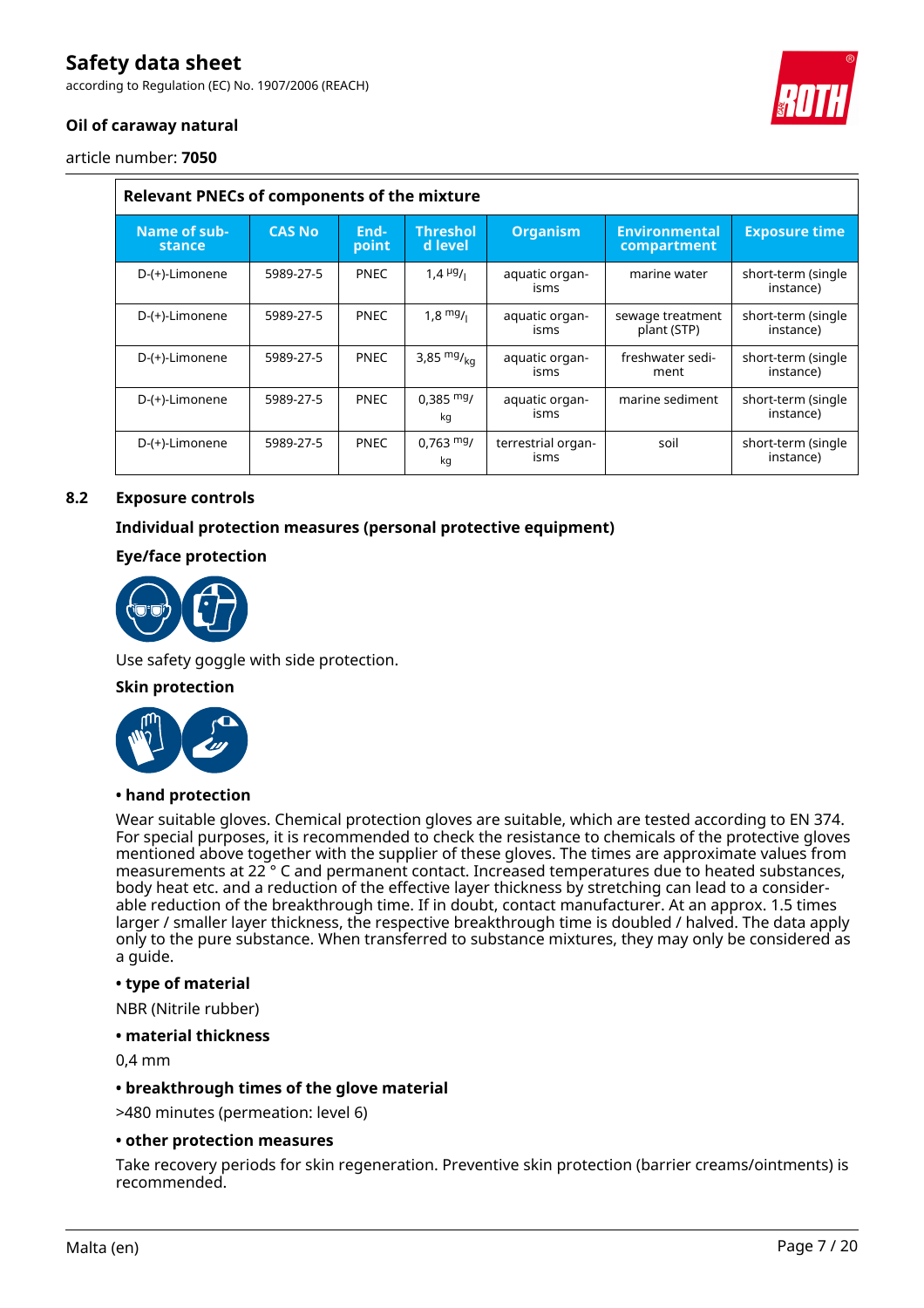| Relevant PNECs of components of the mixture | | | | | | |
|---|---|---|---|---|---|---|
| **Name of substance** | **CAS No** | **Endpoint** | **Threshold level** | **Organism** | **Environmental compartment** | **Exposure time** |
| D-(+)-Limonene | 5989-27-5 | PNEC | 1,4 µg/l | aquatic organisms | marine water | short-term (single instance) |
| D-(+)-Limonene | 5989-27-5 | PNEC | 1,8 mg/l | aquatic organisms | sewage treatment plant (STP) | short-term (single instance) |
| D-(+)-Limonene | 5989-27-5 | PNEC | 3,85 mg/kg | aquatic organisms | freshwater sediment | short-term (single instance) |
| D-(+)-Limonene | 5989-27-5 | PNEC | 0,385 mg/kg | aquatic organisms | marine sediment | short-term (single instance) |
| D-(+)-Limonene | 5989-27-5 | PNEC | 0,763 mg/kg | terrestrial organisms | soil | short-term (single instance) |

## 8.2 Exposure controls

### Individual protection measures (personal protective equipment)

### Eye/face protection

Use safety goggle with side protection.

### Skin protection

**• hand protection**

Wear suitable gloves. Chemical protection gloves are suitable, which are tested according to EN 374. For special purposes, it is recommended to check the resistance to chemicals of the protective gloves mentioned above together with the supplier of these gloves. The times are approximate values from measurements at 22 ° C and permanent contact. Increased temperatures due to heated substances, body heat etc. and a reduction of the effective layer thickness by stretching can lead to a considerable reduction of the breakthrough time. If in doubt, contact manufacturer. At an approx. 1.5 times larger / smaller layer thickness, the respective breakthrough time is doubled / halved. The data apply only to the pure substance. When transferred to substance mixtures, they may only be considered as a guide.

**• type of material**

NBR (Nitrile rubber)

**• material thickness**

0,4 mm

**• breakthrough times of the glove material**

>480 minutes (permeation: level 6)

**• other protection measures**

Take recovery periods for skin regeneration. Preventive skin protection (barrier creams/ointments) is recommended.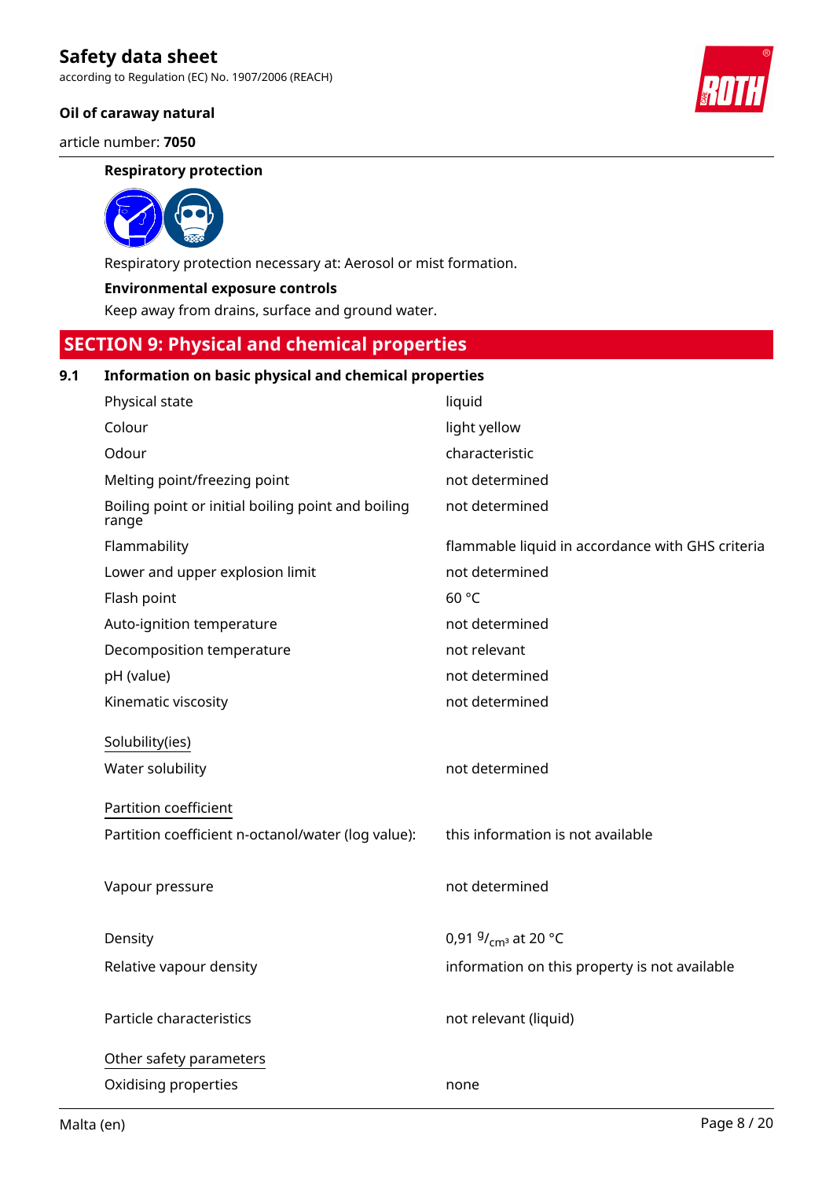**Respiratory protection**

Respiratory protection necessary at: Aerosol or mist formation.

**Environmental exposure controls**

Keep away from drains, surface and ground water.

## SECTION 9: Physical and chemical properties

### 9.1 Information on basic physical and chemical properties

| Property | Value |
|---|---|
| Physical state | liquid |
| Colour | light yellow |
| Odour | characteristic |
| Melting point/freezing point | not determined |
| Boiling point or initial boiling point and boiling range | not determined |
| Flammability | flammable liquid in accordance with GHS criteria |
| Lower and upper explosion limit | not determined |
| Flash point | 60 °C |
| Auto-ignition temperature | not determined |
| Decomposition temperature | not relevant |
| pH (value) | not determined |
| Kinematic viscosity | not determined |

Solubility(ies)

| Property | Value |
|---|---|
| Water solubility | not determined |

Partition coefficient

| Property | Value |
|---|---|
| Partition coefficient n-octanol/water (log value): | this information is not available |
| Vapour pressure | not determined |
| Density | 0,91 $^{g}/_{cm^3}$ at 20 °C |
| Relative vapour density | information on this property is not available |
| Particle characteristics | not relevant (liquid) |

Other safety parameters

| Property | Value |
|---|---|
| Oxidising properties | none |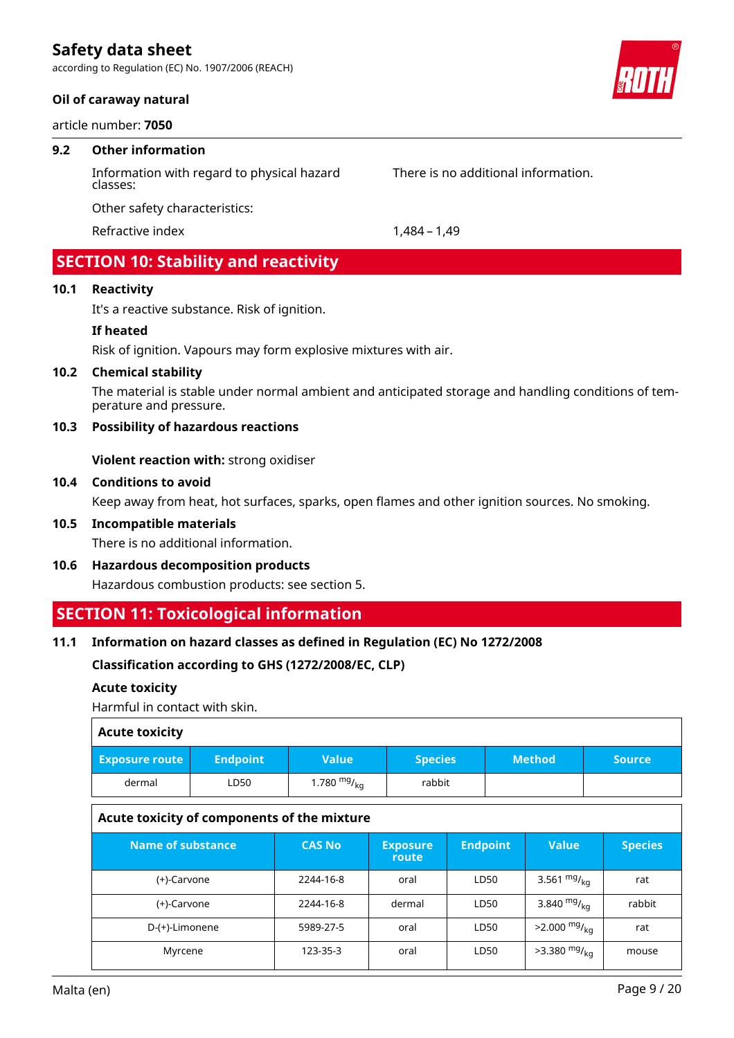### 9.2 Other information

Information with regard to physical hazard classes: There is no additional information.

Other safety characteristics:

Refractive index 1,484 – 1,49

## SECTION 10: Stability and reactivity

### 10.1 Reactivity

It's a reactive substance. Risk of ignition.

**If heated**

Risk of ignition. Vapours may form explosive mixtures with air.

### 10.2 Chemical stability

The material is stable under normal ambient and anticipated storage and handling conditions of temperature and pressure.

### 10.3 Possibility of hazardous reactions

**Violent reaction with:** strong oxidiser

### 10.4 Conditions to avoid

Keep away from heat, hot surfaces, sparks, open flames and other ignition sources. No smoking.

### 10.5 Incompatible materials

There is no additional information.

### 10.6 Hazardous decomposition products

Hazardous combustion products: see section 5.

## SECTION 11: Toxicological information

### 11.1 Information on hazard classes as defined in Regulation (EC) No 1272/2008

**Classification according to GHS (1272/2008/EC, CLP)**

**Acute toxicity**

Harmful in contact with skin.

**Acute toxicity**

| Exposure route | Endpoint | Value | Species | Method | Source |
|---|---|---|---|---|---|
| dermal | LD50 | 1.780 $^{mg}/_{kg}$ | rabbit | | |

**Acute toxicity of components of the mixture**

| Name of substance | CAS No | Exposure route | Endpoint | Value | Species |
|---|---|---|---|---|---|
| (+)-Carvone | 2244-16-8 | oral | LD50 | 3.561 $^{mg}/_{kg}$ | rat |
| (+)-Carvone | 2244-16-8 | dermal | LD50 | 3.840 $^{mg}/_{kg}$ | rabbit |
| D-(+)-Limonene | 5989-27-5 | oral | LD50 | >2.000 $^{mg}/_{kg}$ | rat |
| Myrcene | 123-35-3 | oral | LD50 | >3.380 $^{mg}/_{kg}$ | mouse |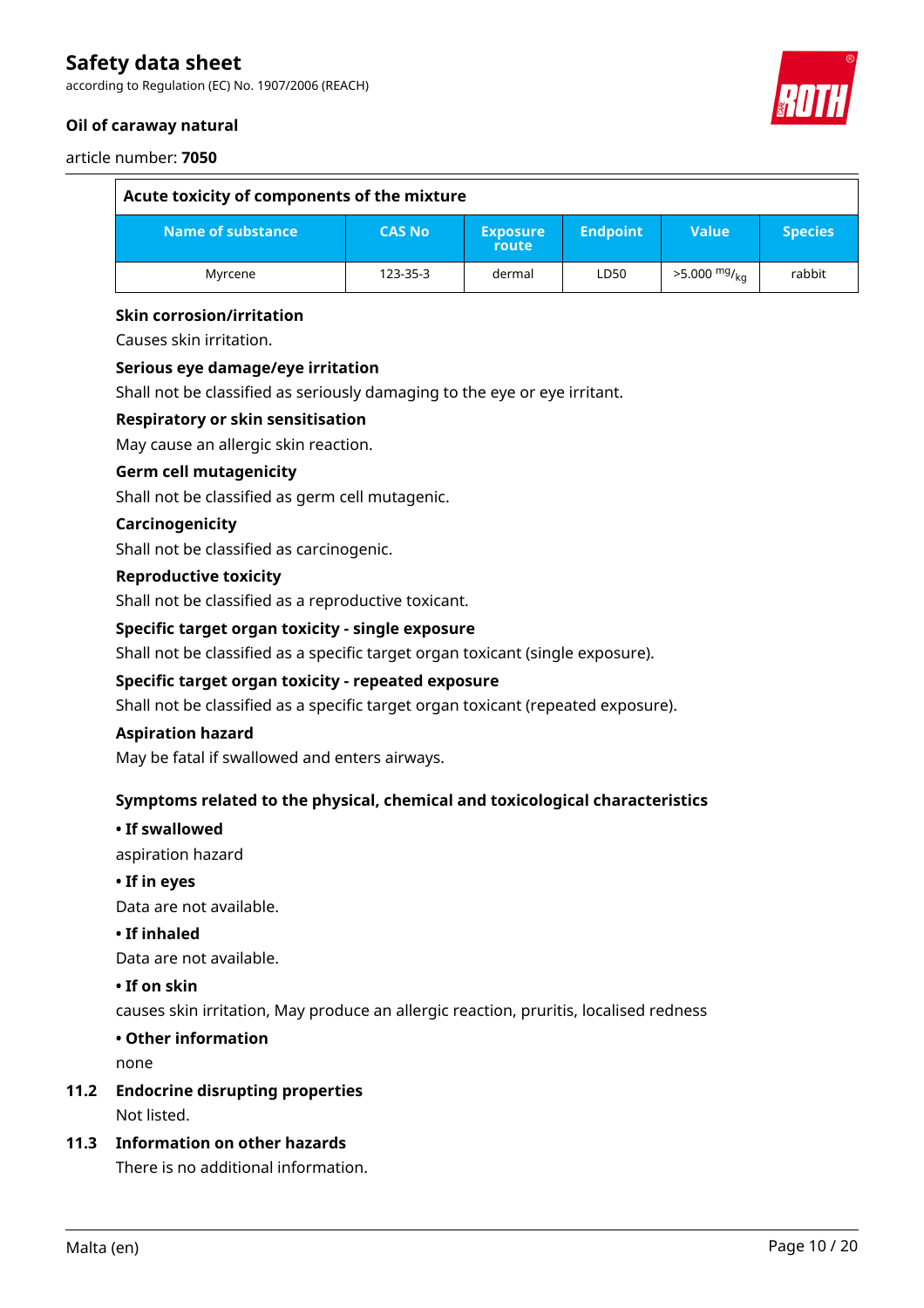| Acute toxicity of components of the mixture | | | | | |
|---|---|---|---|---|---|
| Name of substance | CAS No | Exposure route | Endpoint | Value | Species |
| Myrcene | 123-35-3 | dermal | LD50 | >5.000 $^{mg}/_{kg}$ | rabbit |

**Skin corrosion/irritation**

Causes skin irritation.

**Serious eye damage/eye irritation**

Shall not be classified as seriously damaging to the eye or eye irritant.

**Respiratory or skin sensitisation**

May cause an allergic skin reaction.

**Germ cell mutagenicity**

Shall not be classified as germ cell mutagenic.

**Carcinogenicity**

Shall not be classified as carcinogenic.

**Reproductive toxicity**

Shall not be classified as a reproductive toxicant.

**Specific target organ toxicity - single exposure**

Shall not be classified as a specific target organ toxicant (single exposure).

**Specific target organ toxicity - repeated exposure**

Shall not be classified as a specific target organ toxicant (repeated exposure).

**Aspiration hazard**

May be fatal if swallowed and enters airways.

**Symptoms related to the physical, chemical and toxicological characteristics**

**• If swallowed**

aspiration hazard

**• If in eyes**

Data are not available.

**• If inhaled**

Data are not available.

**• If on skin**

causes skin irritation, May produce an allergic reaction, pruritis, localised redness

**• Other information**

none

## 11.2 Endocrine disrupting properties

Not listed.

## 11.3 Information on other hazards

There is no additional information.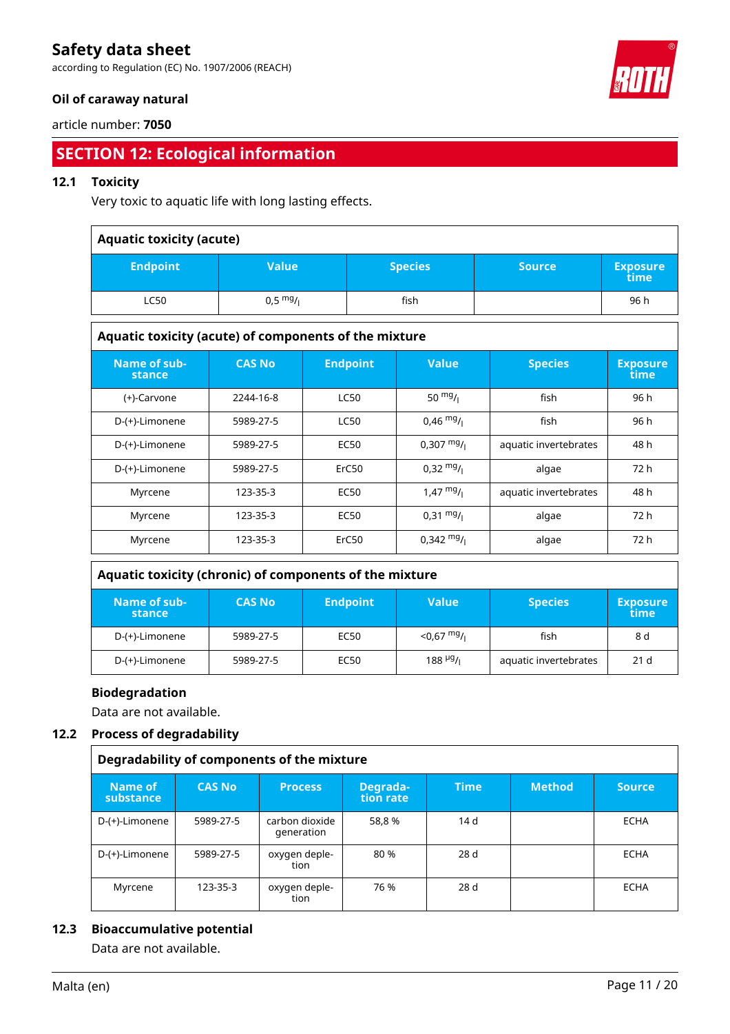## SECTION 12: Ecological information

### 12.1 Toxicity

Very toxic to aquatic life with long lasting effects.

| Aquatic toxicity (acute) | | | | |
|---|---|---|---|---|
| **Endpoint** | **Value** | **Species** | **Source** | **Exposure time** |
| LC50 | 0,5 $^{mg}/_{l}$ | fish | | 96 h |

| Aquatic toxicity (acute) of components of the mixture | | | | | |
|---|---|---|---|---|---|
| **Name of substance** | **CAS No** | **Endpoint** | **Value** | **Species** | **Exposure time** |
| (+)-Carvone | 2244-16-8 | LC50 | 50 $^{mg}/_{l}$ | fish | 96 h |
| D-(+)-Limonene | 5989-27-5 | LC50 | 0,46 $^{mg}/_{l}$ | fish | 96 h |
| D-(+)-Limonene | 5989-27-5 | EC50 | 0,307 $^{mg}/_{l}$ | aquatic invertebrates | 48 h |
| D-(+)-Limonene | 5989-27-5 | ErC50 | 0,32 $^{mg}/_{l}$ | algae | 72 h |
| Myrcene | 123-35-3 | EC50 | 1,47 $^{mg}/_{l}$ | aquatic invertebrates | 48 h |
| Myrcene | 123-35-3 | EC50 | 0,31 $^{mg}/_{l}$ | algae | 72 h |
| Myrcene | 123-35-3 | ErC50 | 0,342 $^{mg}/_{l}$ | algae | 72 h |

| Aquatic toxicity (chronic) of components of the mixture | | | | | |
|---|---|---|---|---|---|
| **Name of substance** | **CAS No** | **Endpoint** | **Value** | **Species** | **Exposure time** |
| D-(+)-Limonene | 5989-27-5 | EC50 | <0,67 $^{mg}/_{l}$ | fish | 8 d |
| D-(+)-Limonene | 5989-27-5 | EC50 | 188 $^{µg}/_{l}$ | aquatic invertebrates | 21 d |

**Biodegradation**

Data are not available.

### 12.2 Process of degradability

| Degradability of components of the mixture | | | | | | |
|---|---|---|---|---|---|---|
| **Name of substance** | **CAS No** | **Process** | **Degradation rate** | **Time** | **Method** | **Source** |
| D-(+)-Limonene | 5989-27-5 | carbon dioxide generation | 58,8 % | 14 d | | ECHA |
| D-(+)-Limonene | 5989-27-5 | oxygen depletion | 80 % | 28 d | | ECHA |
| Myrcene | 123-35-3 | oxygen depletion | 76 % | 28 d | | ECHA |

### 12.3 Bioaccumulative potential

Data are not available.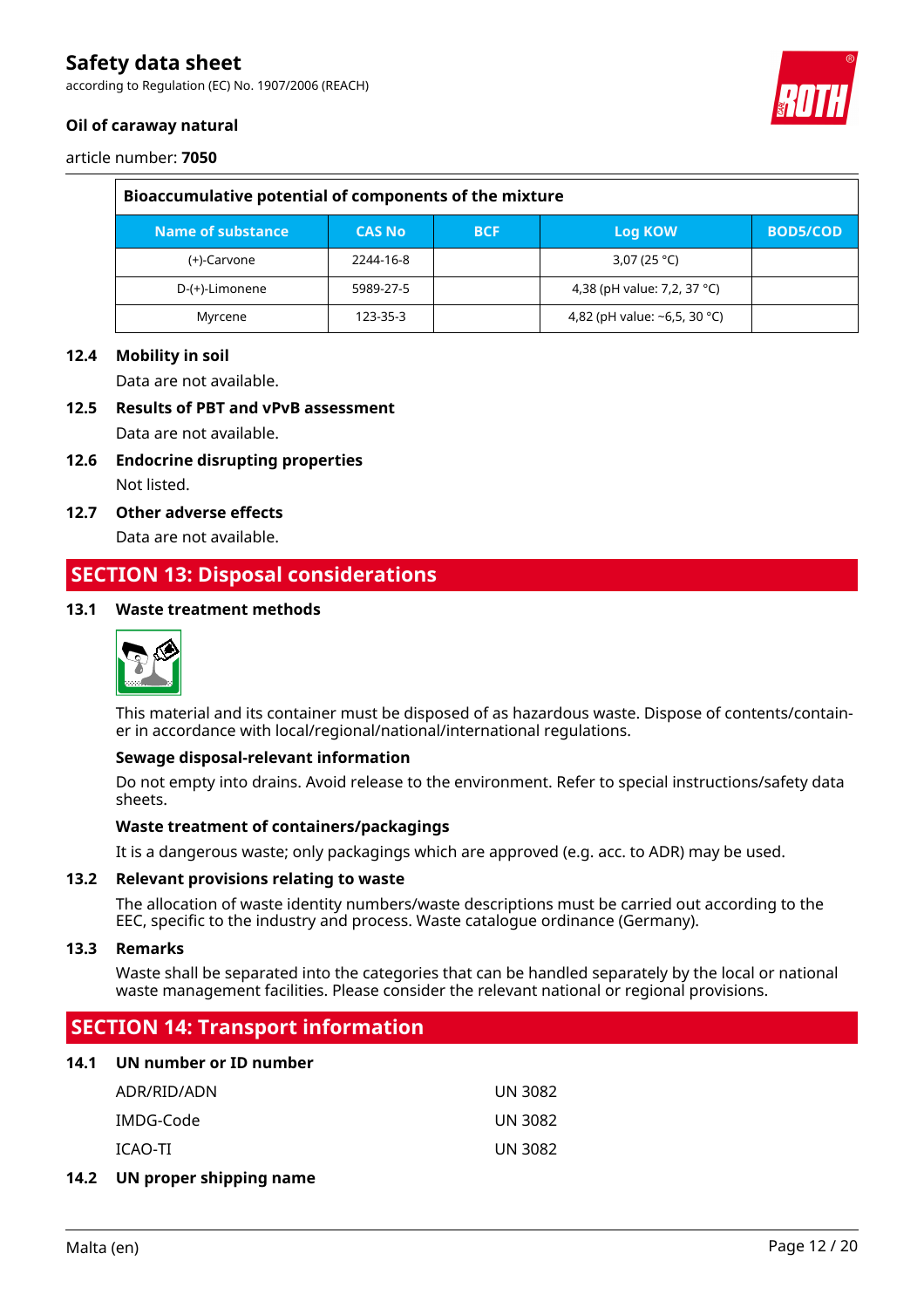| Bioaccumulative potential of components of the mixture | | | | |
|---|---|---|---|---|
| **Name of substance** | **CAS No** | **BCF** | **Log KOW** | **BOD5/COD** |
| (+)-Carvone | 2244-16-8 | | 3,07 (25 °C) | |
| D-(+)-Limonene | 5989-27-5 | | 4,38 (pH value: 7,2, 37 °C) | |
| Myrcene | 123-35-3 | | 4,82 (pH value: ~6,5, 30 °C) | |

### 12.4 Mobility in soil

Data are not available.

### 12.5 Results of PBT and vPvB assessment

Data are not available.

### 12.6 Endocrine disrupting properties

Not listed.

### 12.7 Other adverse effects

Data are not available.

## SECTION 13: Disposal considerations

### 13.1 Waste treatment methods

This material and its container must be disposed of as hazardous waste. Dispose of contents/container in accordance with local/regional/national/international regulations.

**Sewage disposal-relevant information**

Do not empty into drains. Avoid release to the environment. Refer to special instructions/safety data sheets.

**Waste treatment of containers/packagings**

It is a dangerous waste; only packagings which are approved (e.g. acc. to ADR) may be used.

### 13.2 Relevant provisions relating to waste

The allocation of waste identity numbers/waste descriptions must be carried out according to the EEC, specific to the industry and process. Waste catalogue ordinance (Germany).

### 13.3 Remarks

Waste shall be separated into the categories that can be handled separately by the local or national waste management facilities. Please consider the relevant national or regional provisions.

## SECTION 14: Transport information

### 14.1 UN number or ID number

| | |
|---|---|
| ADR/RID/ADN | UN 3082 |
| IMDG-Code | UN 3082 |
| ICAO-TI | UN 3082 |

### 14.2 UN proper shipping name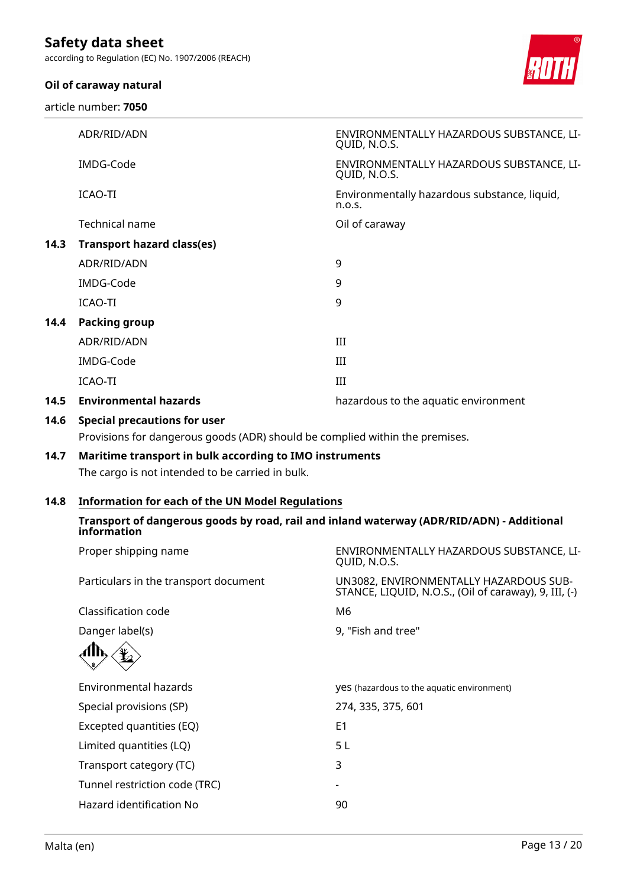| | |
|---|---|
| ADR/RID/ADN | ENVIRONMENTALLY HAZARDOUS SUBSTANCE, LIQUID, N.O.S. |
| IMDG-Code | ENVIRONMENTALLY HAZARDOUS SUBSTANCE, LIQUID, N.O.S. |
| ICAO-TI | Environmentally hazardous substance, liquid, n.o.s. |
| Technical name | Oil of caraway |

**14.3 Transport hazard class(es)**

| | |
|---|---|
| ADR/RID/ADN | 9 |
| IMDG-Code | 9 |
| ICAO-TI | 9 |

**14.4 Packing group**

| | |
|---|---|
| ADR/RID/ADN | III |
| IMDG-Code | III |
| ICAO-TI | III |

**14.5 Environmental hazards** hazardous to the aquatic environment

**14.6 Special precautions for user**

Provisions for dangerous goods (ADR) should be complied within the premises.

**14.7 Maritime transport in bulk according to IMO instruments**

The cargo is not intended to be carried in bulk.

**14.8 Information for each of the UN Model Regulations**

**Transport of dangerous goods by road, rail and inland waterway (ADR/RID/ADN) - Additional information**

| | |
|---|---|
| Proper shipping name | ENVIRONMENTALLY HAZARDOUS SUBSTANCE, LIQUID, N.O.S. |
| Particulars in the transport document | UN3082, ENVIRONMENTALLY HAZARDOUS SUBSTANCE, LIQUID, N.O.S., (Oil of caraway), 9, III, (-) |
| Classification code | M6 |
| Danger label(s) | 9, "Fish and tree" |
| Environmental hazards | yes (hazardous to the aquatic environment) |
| Special provisions (SP) | 274, 335, 375, 601 |
| Excepted quantities (EQ) | E1 |
| Limited quantities (LQ) | 5 L |
| Transport category (TC) | 3 |
| Tunnel restriction code (TRC) | - |
| Hazard identification No | 90 |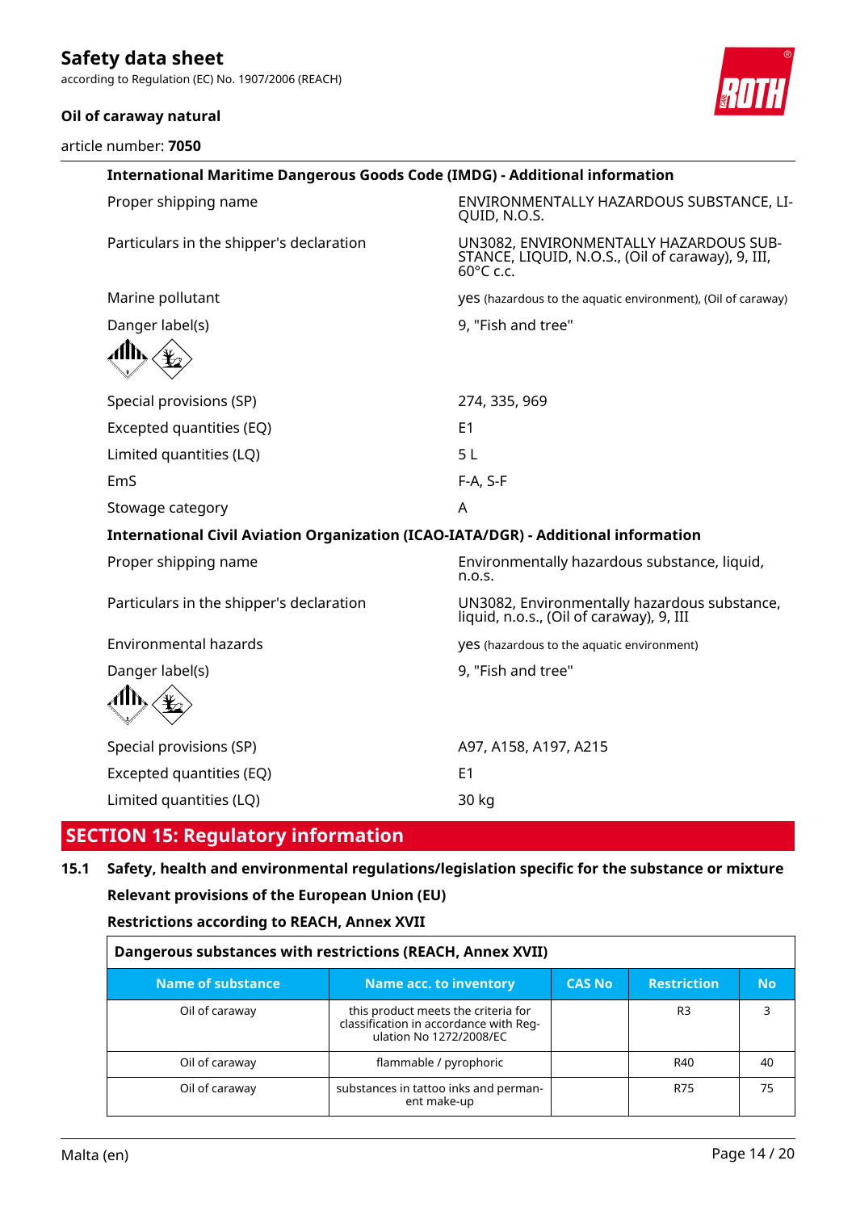**International Maritime Dangerous Goods Code (IMDG) - Additional information**

| | |
|---|---|
| Proper shipping name | ENVIRONMENTALLY HAZARDOUS SUBSTANCE, LIQUID, N.O.S. |
| Particulars in the shipper's declaration | UN3082, ENVIRONMENTALLY HAZARDOUS SUBSTANCE, LIQUID, N.O.S., (Oil of caraway), 9, III, 60°C c.c. |
| Marine pollutant | yes (hazardous to the aquatic environment), (Oil of caraway) |
| Danger label(s) | 9, "Fish and tree" |
| Special provisions (SP) | 274, 335, 969 |
| Excepted quantities (EQ) | E1 |
| Limited quantities (LQ) | 5 L |
| EmS | F-A, S-F |
| Stowage category | A |

**International Civil Aviation Organization (ICAO-IATA/DGR) - Additional information**

| | |
|---|---|
| Proper shipping name | Environmentally hazardous substance, liquid, n.o.s. |
| Particulars in the shipper's declaration | UN3082, Environmentally hazardous substance, liquid, n.o.s., (Oil of caraway), 9, III |
| Environmental hazards | yes (hazardous to the aquatic environment) |
| Danger label(s) | 9, "Fish and tree" |
| Special provisions (SP) | A97, A158, A197, A215 |
| Excepted quantities (EQ) | E1 |
| Limited quantities (LQ) | 30 kg |

## SECTION 15: Regulatory information

### 15.1 Safety, health and environmental regulations/legislation specific for the substance or mixture

**Relevant provisions of the European Union (EU)**

**Restrictions according to REACH, Annex XVII**

**Dangerous substances with restrictions (REACH, Annex XVII)**

| Name of substance | Name acc. to inventory | CAS No | Restriction | No |
|---|---|---|---|---|
| Oil of caraway | this product meets the criteria for classification in accordance with Regulation No 1272/2008/EC | | R3 | 3 |
| Oil of caraway | flammable / pyrophoric | | R40 | 40 |
| Oil of caraway | substances in tattoo inks and permanent make-up | | R75 | 75 |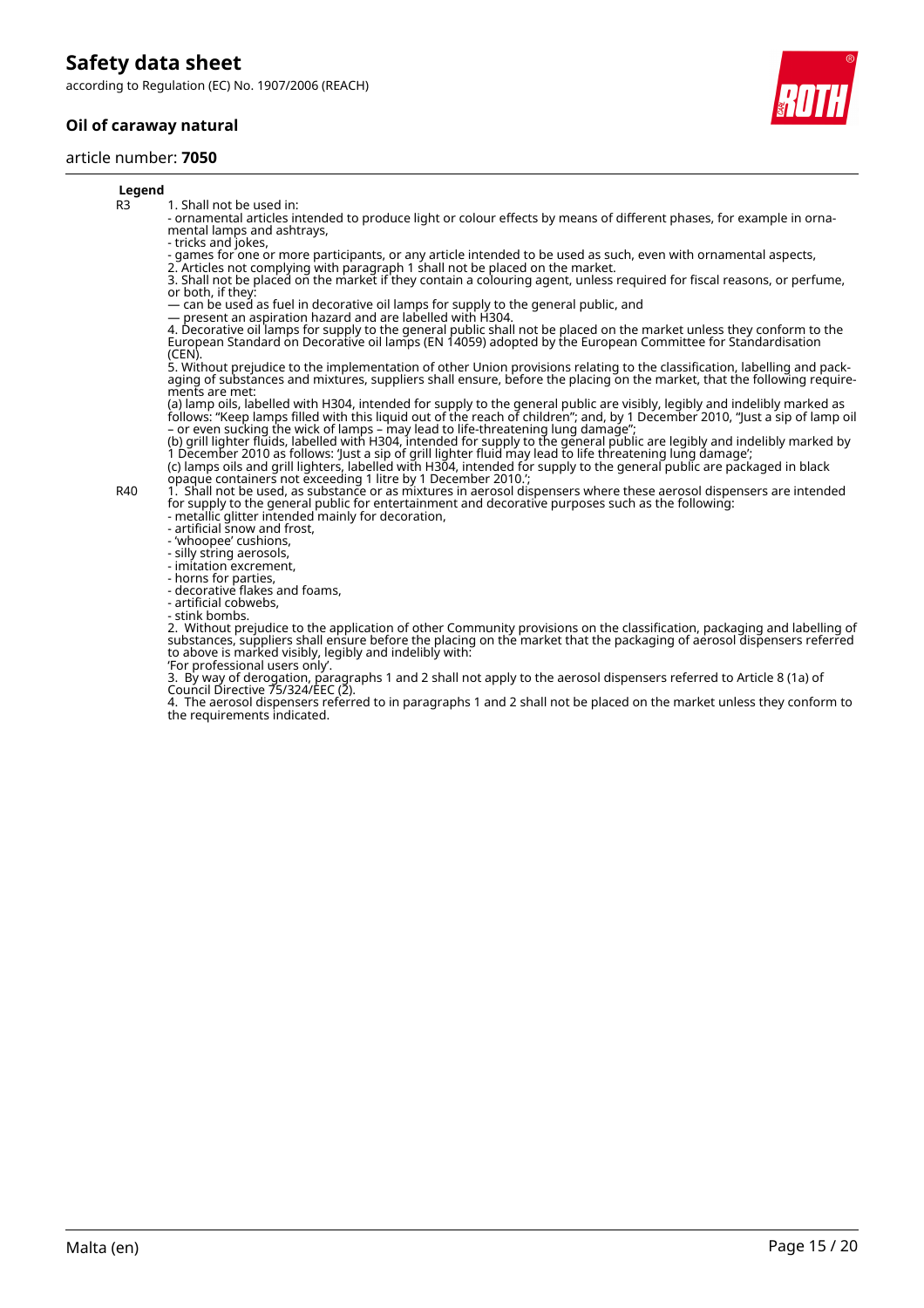**Legend**

| | |
|---|---|
| R3 | 1. Shall not be used in:<br>- ornamental articles intended to produce light or colour effects by means of different phases, for example in ornamental lamps and ashtrays,<br>- tricks and jokes,<br>- games for one or more participants, or any article intended to be used as such, even with ornamental aspects,<br>2. Articles not complying with paragraph 1 shall not be placed on the market.<br>3. Shall not be placed on the market if they contain a colouring agent, unless required for fiscal reasons, or perfume, or both, if they:<br>— can be used as fuel in decorative oil lamps for supply to the general public, and<br>— present an aspiration hazard and are labelled with H304.<br>4. Decorative oil lamps for supply to the general public shall not be placed on the market unless they conform to the European Standard on Decorative oil lamps (EN 14059) adopted by the European Committee for Standardisation (CEN).<br>5. Without prejudice to the implementation of other Union provisions relating to the classification, labelling and packaging of substances and mixtures, suppliers shall ensure, before the placing on the market, that the following requirements are met:<br>(a) lamp oils, labelled with H304, intended for supply to the general public are visibly, legibly and indelibly marked as follows: "Keep lamps filled with this liquid out of the reach of children"; and, by 1 December 2010, "Just a sip of lamp oil – or even sucking the wick of lamps – may lead to life-threatening lung damage";<br>(b) grill lighter fluids, labelled with H304, intended for supply to the general public are legibly and indelibly marked by 1 December 2010 as follows: 'Just a sip of grill lighter fluid may lead to life threatening lung damage';<br>(c) lamps oils and grill lighters, labelled with H304, intended for supply to the general public are packaged in black opaque containers not exceeding 1 litre by 1 December 2010.'; |
| R40 | 1. Shall not be used, as substance or as mixtures in aerosol dispensers where these aerosol dispensers are intended for supply to the general public for entertainment and decorative purposes such as the following:<br>- metallic glitter intended mainly for decoration,<br>- artificial snow and frost,<br>- 'whoopee' cushions,<br>- silly string aerosols,<br>- imitation excrement,<br>- horns for parties,<br>- decorative flakes and foams,<br>- artificial cobwebs,<br>- stink bombs.<br>2. Without prejudice to the application of other Community provisions on the classification, packaging and labelling of substances, suppliers shall ensure before the placing on the market that the packaging of aerosol dispensers referred to above is marked visibly, legibly and indelibly with:<br>'For professional users only'.<br>3. By way of derogation, paragraphs 1 and 2 shall not apply to the aerosol dispensers referred to Article 8 (1a) of Council Directive 75/324/EEC (2).<br>4. The aerosol dispensers referred to in paragraphs 1 and 2 shall not be placed on the market unless they conform to the requirements indicated. |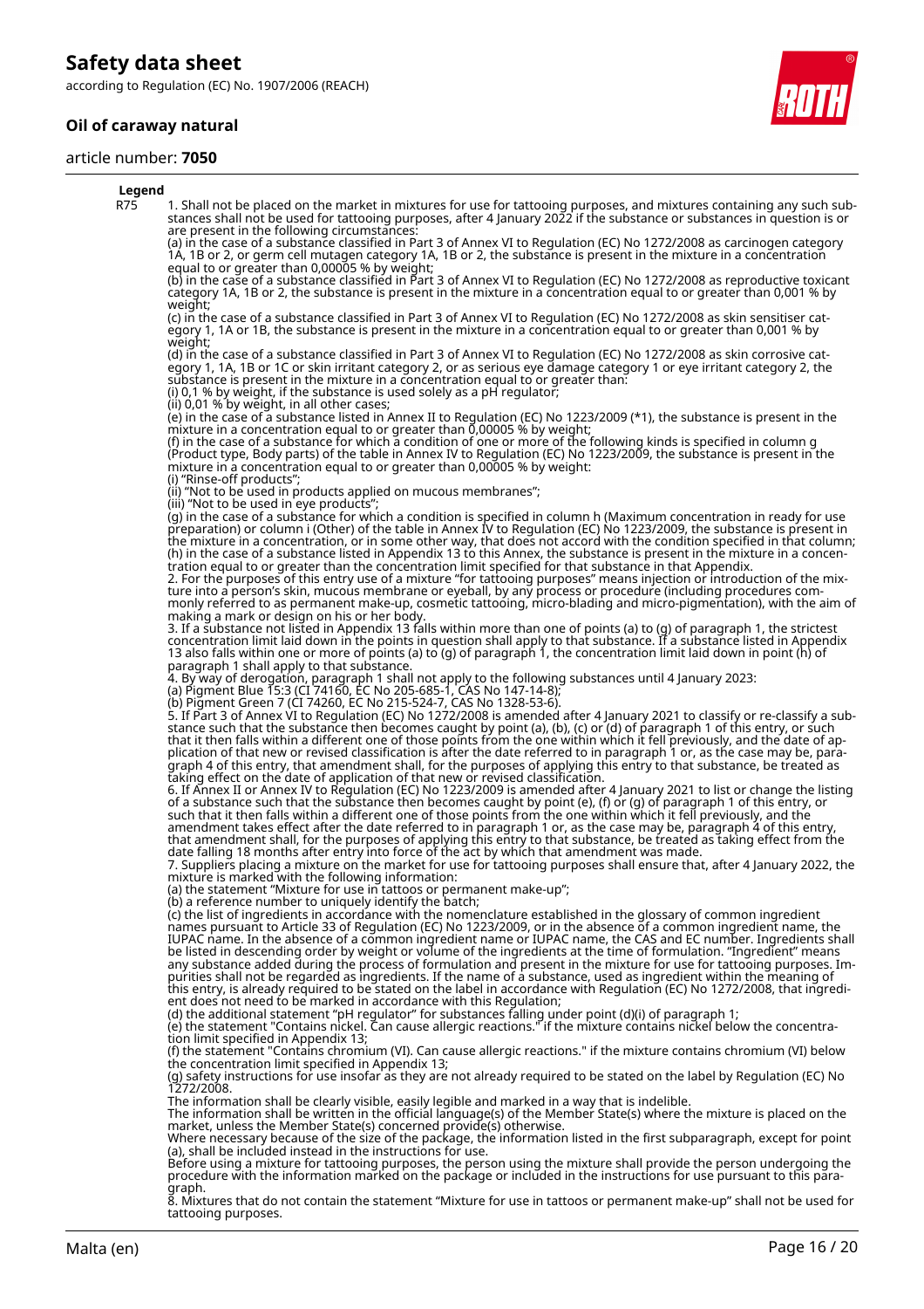**Legend**

R75 1. Shall not be placed on the market in mixtures for use for tattooing purposes, and mixtures containing any such substances shall not be used for tattooing purposes, after 4 January 2022 if the substance or substances in question is or are present in the following circumstances:
(a) in the case of a substance classified in Part 3 of Annex VI to Regulation (EC) No 1272/2008 as carcinogen category 1A, 1B or 2, or germ cell mutagen category 1A, 1B or 2, the substance is present in the mixture in a concentration equal to or greater than 0,00005 % by weight;
(b) in the case of a substance classified in Part 3 of Annex VI to Regulation (EC) No 1272/2008 as reproductive toxicant category 1A, 1B or 2, the substance is present in the mixture in a concentration equal to or greater than 0,001 % by weight;
(c) in the case of a substance classified in Part 3 of Annex VI to Regulation (EC) No 1272/2008 as skin sensitiser category 1, 1A or 1B, the substance is present in the mixture in a concentration equal to or greater than 0,001 % by weight;
(d) in the case of a substance classified in Part 3 of Annex VI to Regulation (EC) No 1272/2008 as skin corrosive category 1, 1A, 1B or 1C or skin irritant category 2, or as serious eye damage category 1 or eye irritant category 2, the substance is present in the mixture in a concentration equal to or greater than:
(i) 0,1 % by weight, if the substance is used solely as a pH regulator;
(ii) 0,01 % by weight, in all other cases;
(e) in the case of a substance listed in Annex II to Regulation (EC) No 1223/2009 (*1), the substance is present in the mixture in a concentration equal to or greater than 0,00005 % by weight;
(f) in the case of a substance for which a condition of one or more of the following kinds is specified in column g (Product type, Body parts) of the table in Annex IV to Regulation (EC) No 1223/2009, the substance is present in the mixture in a concentration equal to or greater than 0,00005 % by weight:
(i) "Rinse-off products";
(ii) "Not to be used in products applied on mucous membranes";
(iii) "Not to be used in eye products";
(g) in the case of a substance for which a condition is specified in column h (Maximum concentration in ready for use preparation) or column i (Other) of the table in Annex IV to Regulation (EC) No 1223/2009, the substance is present in the mixture in a concentration, or in some other way, that does not accord with the condition specified in that column;
(h) in the case of a substance listed in Appendix 13 to this Annex, the substance is present in the mixture in a concentration equal to or greater than the concentration limit specified for that substance in that Appendix.
2. For the purposes of this entry use of a mixture "for tattooing purposes" means injection or introduction of the mixture into a person's skin, mucous membrane or eyeball, by any process or procedure (including procedures commonly referred to as permanent make-up, cosmetic tattooing, micro-blading and micro-pigmentation), with the aim of making a mark or design on his or her body.
3. If a substance not listed in Appendix 13 falls within more than one of points (a) to (g) of paragraph 1, the strictest concentration limit laid down in the points in question shall apply to that substance. If a substance listed in Appendix 13 also falls within one or more of points (a) to (g) of paragraph 1, the concentration limit laid down in point (h) of paragraph 1 shall apply to that substance.
4. By way of derogation, paragraph 1 shall not apply to the following substances until 4 January 2023:
(a) Pigment Blue 15:3 (CI 74160, EC No 205-685-1, CAS No 147-14-8);
(b) Pigment Green 7 (CI 74260, EC No 215-524-7, CAS No 1328-53-6).
5. If Part 3 of Annex VI to Regulation (EC) No 1272/2008 is amended after 4 January 2021 to classify or re-classify a substance such that the substance then becomes caught by point (a), (b), (c) or (d) of paragraph 1 of this entry, or such that it then falls within a different one of those points from the one within which it fell previously, and the date of application of that new or revised classification is after the date referred to in paragraph 1 or, as the case may be, paragraph 4 of this entry, that amendment shall, for the purposes of applying this entry to that substance, be treated as taking effect on the date of application of that new or revised classification.
6. If Annex II or Annex IV to Regulation (EC) No 1223/2009 is amended after 4 January 2021 to list or change the listing of a substance such that the substance then becomes caught by point (e), (f) or (g) of paragraph 1 of this entry, or such that it then falls within a different one of those points from the one within which it fell previously, and the amendment takes effect after the date referred to in paragraph 1 or, as the case may be, paragraph 4 of this entry, that amendment shall, for the purposes of applying this entry to that substance, be treated as taking effect from the date falling 18 months after entry into force of the act by which that amendment was made.
7. Suppliers placing a mixture on the market for use for tattooing purposes shall ensure that, after 4 January 2022, the mixture is marked with the following information:
(a) the statement "Mixture for use in tattoos or permanent make-up";
(b) a reference number to uniquely identify the batch;
(c) the list of ingredients in accordance with the nomenclature established in the glossary of common ingredient names pursuant to Article 33 of Regulation (EC) No 1223/2009, or in the absence of a common ingredient name, the IUPAC name. In the absence of a common ingredient name or IUPAC name, the CAS and EC number. Ingredients shall be listed in descending order by weight or volume of the ingredients at the time of formulation. "Ingredient" means any substance added during the process of formulation and present in the mixture for use for tattooing purposes. Impurities shall not be regarded as ingredients. If the name of a substance, used as ingredient within the meaning of this entry, is already required to be stated on the label in accordance with Regulation (EC) No 1272/2008, that ingredient does not need to be marked in accordance with this Regulation;
(d) the additional statement "pH regulator" for substances falling under point (d)(i) of paragraph 1;
(e) the statement "Contains nickel. Can cause allergic reactions." if the mixture contains nickel below the concentration limit specified in Appendix 13;
(f) the statement "Contains chromium (VI). Can cause allergic reactions." if the mixture contains chromium (VI) below the concentration limit specified in Appendix 13;
(g) safety instructions for use insofar as they are not already required to be stated on the label by Regulation (EC) No 1272/2008.
The information shall be clearly visible, easily legible and marked in a way that is indelible.
The information shall be written in the official language(s) of the Member State(s) where the mixture is placed on the market, unless the Member State(s) concerned provide(s) otherwise.
Where necessary because of the size of the package, the information listed in the first subparagraph, except for point (a), shall be included instead in the instructions for use.
Before using a mixture for tattooing purposes, the person using the mixture shall provide the person undergoing the procedure with the information marked on the package or included in the instructions for use pursuant to this paragraph.
8. Mixtures that do not contain the statement "Mixture for use in tattoos or permanent make-up" shall not be used for tattooing purposes.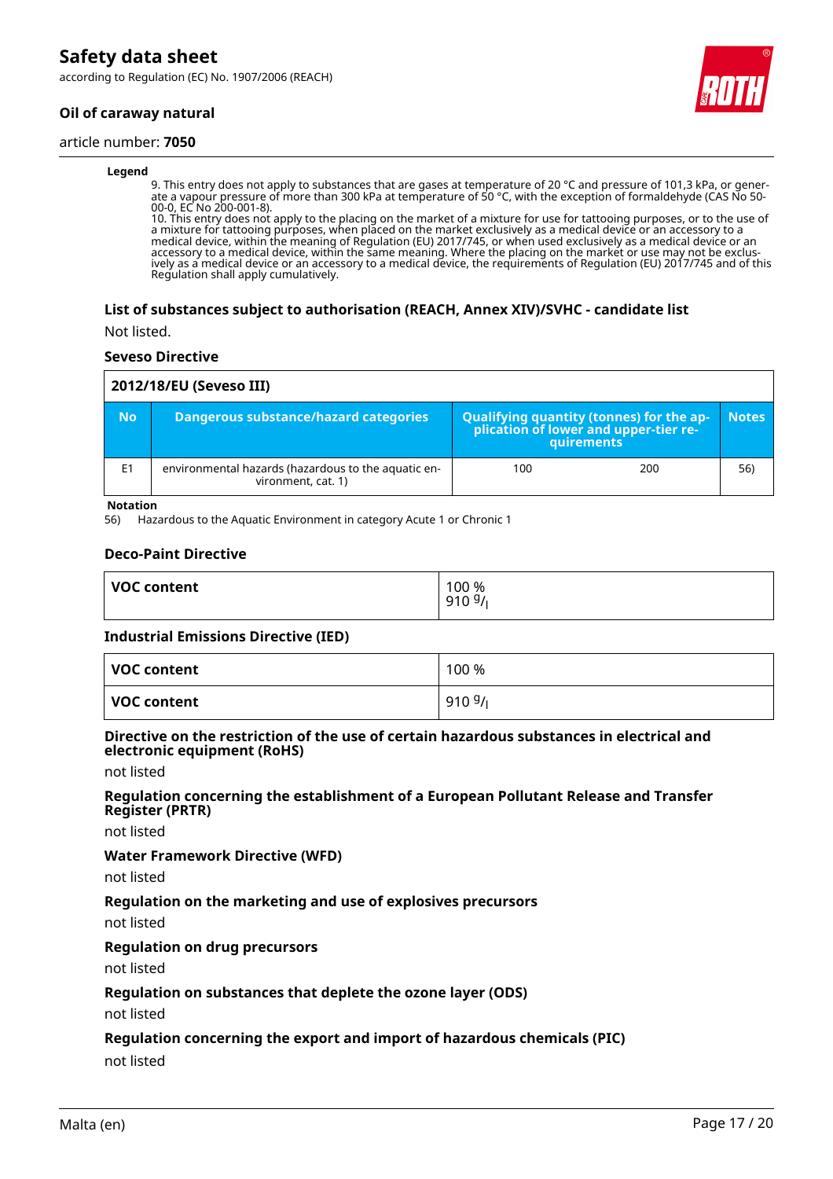**Legend**

9. This entry does not apply to substances that are gases at temperature of 20 °C and pressure of 101,3 kPa, or generate a vapour pressure of more than 300 kPa at temperature of 50 °C, with the exception of formaldehyde (CAS No 50-00-0, EC No 200-001-8).
10. This entry does not apply to the placing on the market of a mixture for use for tattooing purposes, or to the use of a mixture for tattooing purposes, when placed on the market exclusively as a medical device or an accessory to a medical device, within the meaning of Regulation (EU) 2017/745, or when used exclusively as a medical device or an accessory to a medical device, within the same meaning. Where the placing on the market or use may not be exclusively as a medical device or an accessory to a medical device, the requirements of Regulation (EU) 2017/745 and of this Regulation shall apply cumulatively.

### List of substances subject to authorisation (REACH, Annex XIV)/SVHC - candidate list

Not listed.

#### Seveso Directive

| 2012/18/EU (Seveso III) | | | | |
|---|---|---|---|---|
| **No** | **Dangerous substance/hazard categories** | **Qualifying quantity (tonnes) for the application of lower and upper-tier requirements** | | **Notes** |
| E1 | environmental hazards (hazardous to the aquatic environment, cat. 1) | 100 | 200 | 56) |

**Notation**
56) Hazardous to the Aquatic Environment in category Acute 1 or Chronic 1

#### Deco-Paint Directive

| VOC content | 100 %<br>910 $^{g}/_{l}$ |
|---|---|

#### Industrial Emissions Directive (IED)

| VOC content | 100 % |
|---|---|
| **VOC content** | 910 $^{g}/_{l}$ |

#### Directive on the restriction of the use of certain hazardous substances in electrical and electronic equipment (RoHS)

not listed

#### Regulation concerning the establishment of a European Pollutant Release and Transfer Register (PRTR)

not listed

#### Water Framework Directive (WFD)

not listed

#### Regulation on the marketing and use of explosives precursors

not listed

#### Regulation on drug precursors

not listed

#### Regulation on substances that deplete the ozone layer (ODS)

not listed

#### Regulation concerning the export and import of hazardous chemicals (PIC)

not listed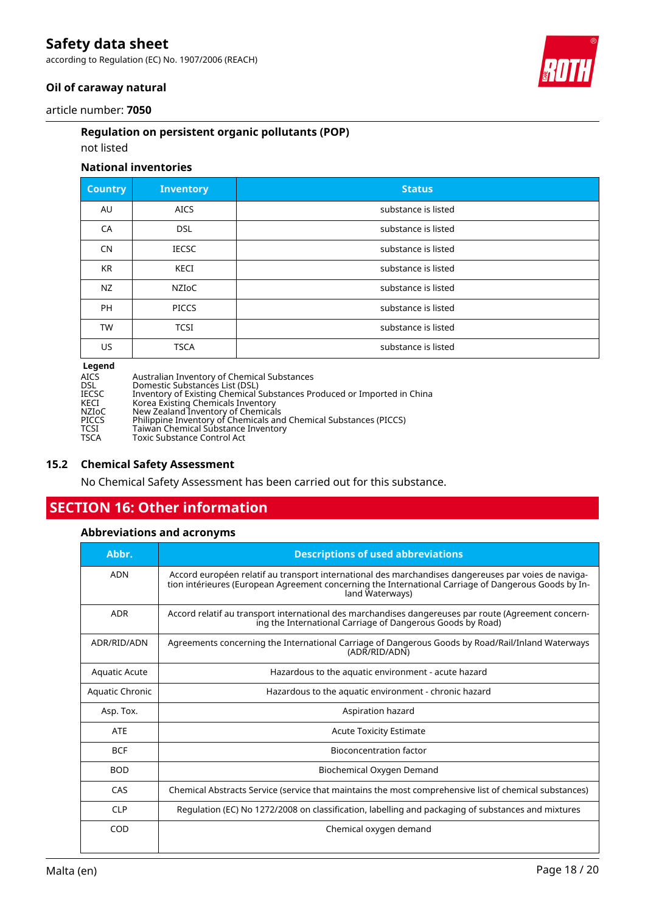### Regulation on persistent organic pollutants (POP)

not listed

### National inventories

| Country | Inventory | Status |
|---|---|---|
| AU | AICS | substance is listed |
| CA | DSL | substance is listed |
| CN | IECSC | substance is listed |
| KR | KECI | substance is listed |
| NZ | NZIoC | substance is listed |
| PH | PICCS | substance is listed |
| TW | TCSI | substance is listed |
| US | TSCA | substance is listed |

**Legend**

AICS Australian Inventory of Chemical Substances
DSL Domestic Substances List (DSL)
IECSC Inventory of Existing Chemical Substances Produced or Imported in China
KECI Korea Existing Chemicals Inventory
NZIoC New Zealand Inventory of Chemicals
PICCS Philippine Inventory of Chemicals and Chemical Substances (PICCS)
TCSI Taiwan Chemical Substance Inventory
TSCA Toxic Substance Control Act

## 15.2 Chemical Safety Assessment

No Chemical Safety Assessment has been carried out for this substance.

# SECTION 16: Other information

### Abbreviations and acronyms

| Abbr. | Descriptions of used abbreviations |
|---|---|
| ADN | Accord européen relatif au transport international des marchandises dangereuses par voies de navigation intérieures (European Agreement concerning the International Carriage of Dangerous Goods by Inland Waterways) |
| ADR | Accord relatif au transport international des marchandises dangereuses par route (Agreement concerning the International Carriage of Dangerous Goods by Road) |
| ADR/RID/ADN | Agreements concerning the International Carriage of Dangerous Goods by Road/Rail/Inland Waterways (ADR/RID/ADN) |
| Aquatic Acute | Hazardous to the aquatic environment - acute hazard |
| Aquatic Chronic | Hazardous to the aquatic environment - chronic hazard |
| Asp. Tox. | Aspiration hazard |
| ATE | Acute Toxicity Estimate |
| BCF | Bioconcentration factor |
| BOD | Biochemical Oxygen Demand |
| CAS | Chemical Abstracts Service (service that maintains the most comprehensive list of chemical substances) |
| CLP | Regulation (EC) No 1272/2008 on classification, labelling and packaging of substances and mixtures |
| COD | Chemical oxygen demand |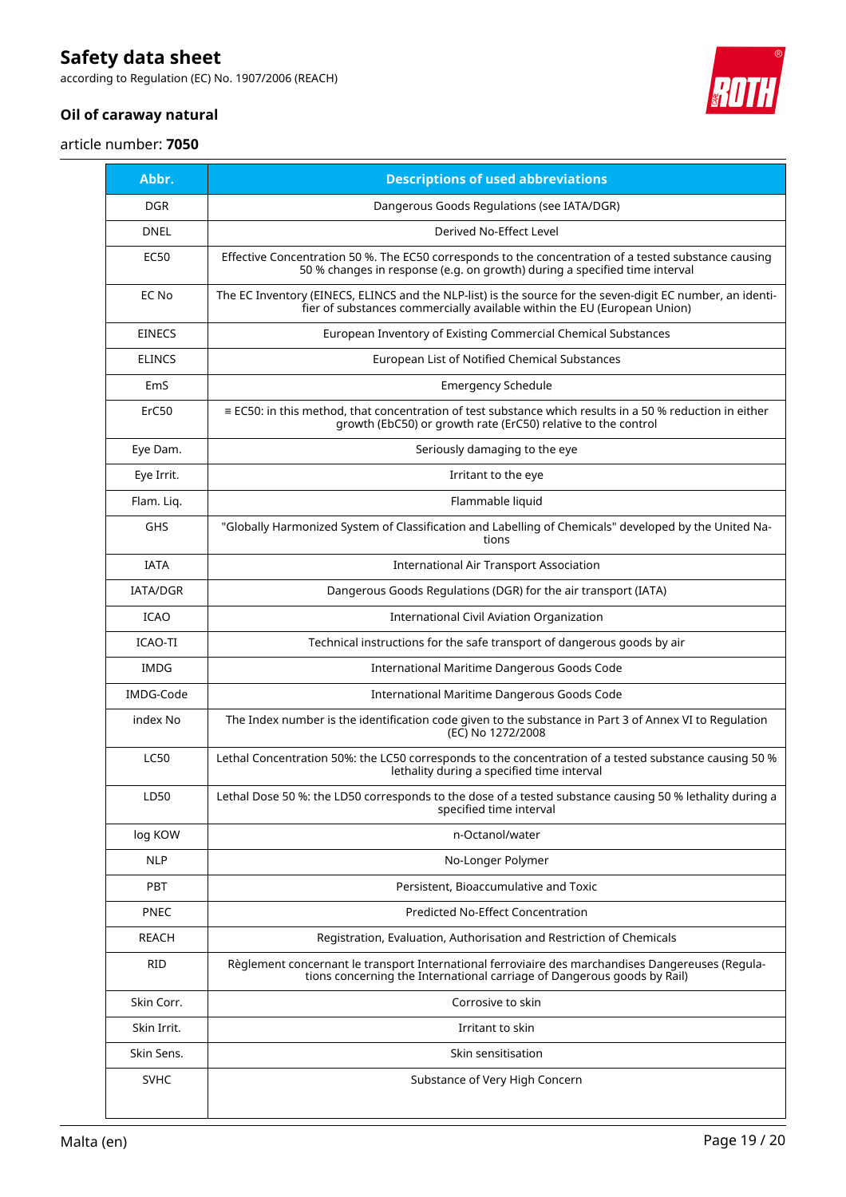| Abbr. | Descriptions of used abbreviations |
|---|---|
| DGR | Dangerous Goods Regulations (see IATA/DGR) |
| DNEL | Derived No-Effect Level |
| EC50 | Effective Concentration 50 %. The EC50 corresponds to the concentration of a tested substance causing 50 % changes in response (e.g. on growth) during a specified time interval |
| EC No | The EC Inventory (EINECS, ELINCS and the NLP-list) is the source for the seven-digit EC number, an identifier of substances commercially available within the EU (European Union) |
| EINECS | European Inventory of Existing Commercial Chemical Substances |
| ELINCS | European List of Notified Chemical Substances |
| EmS | Emergency Schedule |
| ErC50 | ≡ EC50: in this method, that concentration of test substance which results in a 50 % reduction in either growth (EbC50) or growth rate (ErC50) relative to the control |
| Eye Dam. | Seriously damaging to the eye |
| Eye Irrit. | Irritant to the eye |
| Flam. Liq. | Flammable liquid |
| GHS | "Globally Harmonized System of Classification and Labelling of Chemicals" developed by the United Nations |
| IATA | International Air Transport Association |
| IATA/DGR | Dangerous Goods Regulations (DGR) for the air transport (IATA) |
| ICAO | International Civil Aviation Organization |
| ICAO-TI | Technical instructions for the safe transport of dangerous goods by air |
| IMDG | International Maritime Dangerous Goods Code |
| IMDG-Code | International Maritime Dangerous Goods Code |
| index No | The Index number is the identification code given to the substance in Part 3 of Annex VI to Regulation (EC) No 1272/2008 |
| LC50 | Lethal Concentration 50%: the LC50 corresponds to the concentration of a tested substance causing 50 % lethality during a specified time interval |
| LD50 | Lethal Dose 50 %: the LD50 corresponds to the dose of a tested substance causing 50 % lethality during a specified time interval |
| log KOW | n-Octanol/water |
| NLP | No-Longer Polymer |
| PBT | Persistent, Bioaccumulative and Toxic |
| PNEC | Predicted No-Effect Concentration |
| REACH | Registration, Evaluation, Authorisation and Restriction of Chemicals |
| RID | Règlement concernant le transport International ferroviaire des marchandises Dangereuses (Regulations concerning the International carriage of Dangerous goods by Rail) |
| Skin Corr. | Corrosive to skin |
| Skin Irrit. | Irritant to skin |
| Skin Sens. | Skin sensitisation |
| SVHC | Substance of Very High Concern |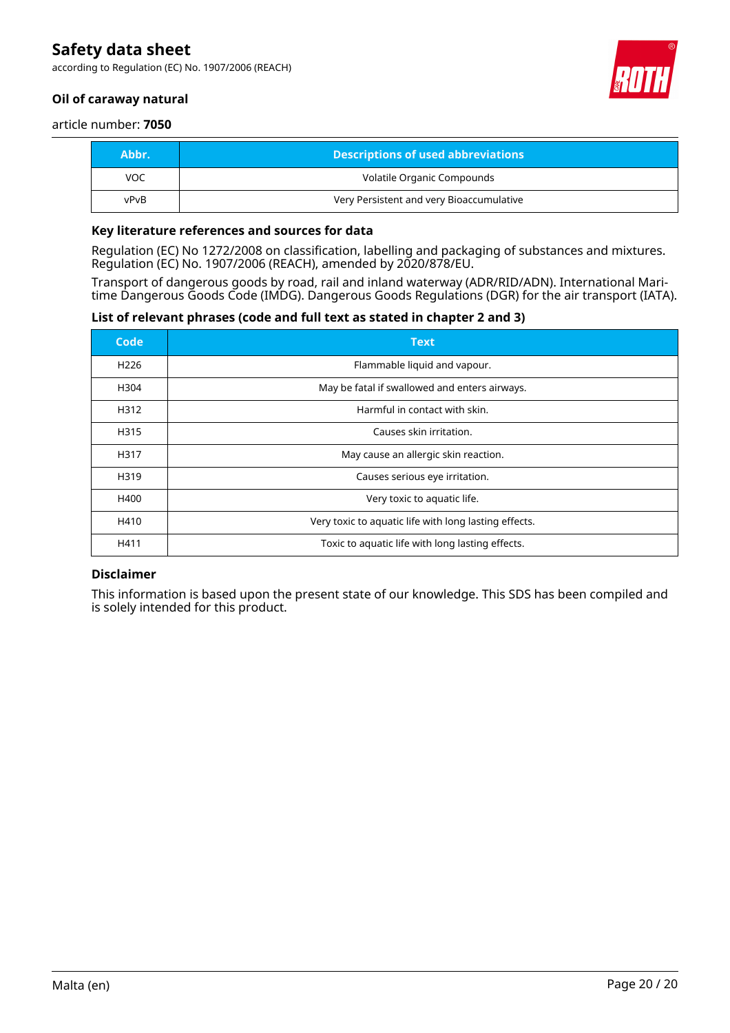| Abbr. | Descriptions of used abbreviations |
|---|---|
| VOC | Volatile Organic Compounds |
| vPvB | Very Persistent and very Bioaccumulative |

### Key literature references and sources for data

Regulation (EC) No 1272/2008 on classification, labelling and packaging of substances and mixtures. Regulation (EC) No. 1907/2006 (REACH), amended by 2020/878/EU.

Transport of dangerous goods by road, rail and inland waterway (ADR/RID/ADN). International Maritime Dangerous Goods Code (IMDG). Dangerous Goods Regulations (DGR) for the air transport (IATA).

### List of relevant phrases (code and full text as stated in chapter 2 and 3)

| Code | Text |
|---|---|
| H226 | Flammable liquid and vapour. |
| H304 | May be fatal if swallowed and enters airways. |
| H312 | Harmful in contact with skin. |
| H315 | Causes skin irritation. |
| H317 | May cause an allergic skin reaction. |
| H319 | Causes serious eye irritation. |
| H400 | Very toxic to aquatic life. |
| H410 | Very toxic to aquatic life with long lasting effects. |
| H411 | Toxic to aquatic life with long lasting effects. |

### Disclaimer

This information is based upon the present state of our knowledge. This SDS has been compiled and is solely intended for this product.